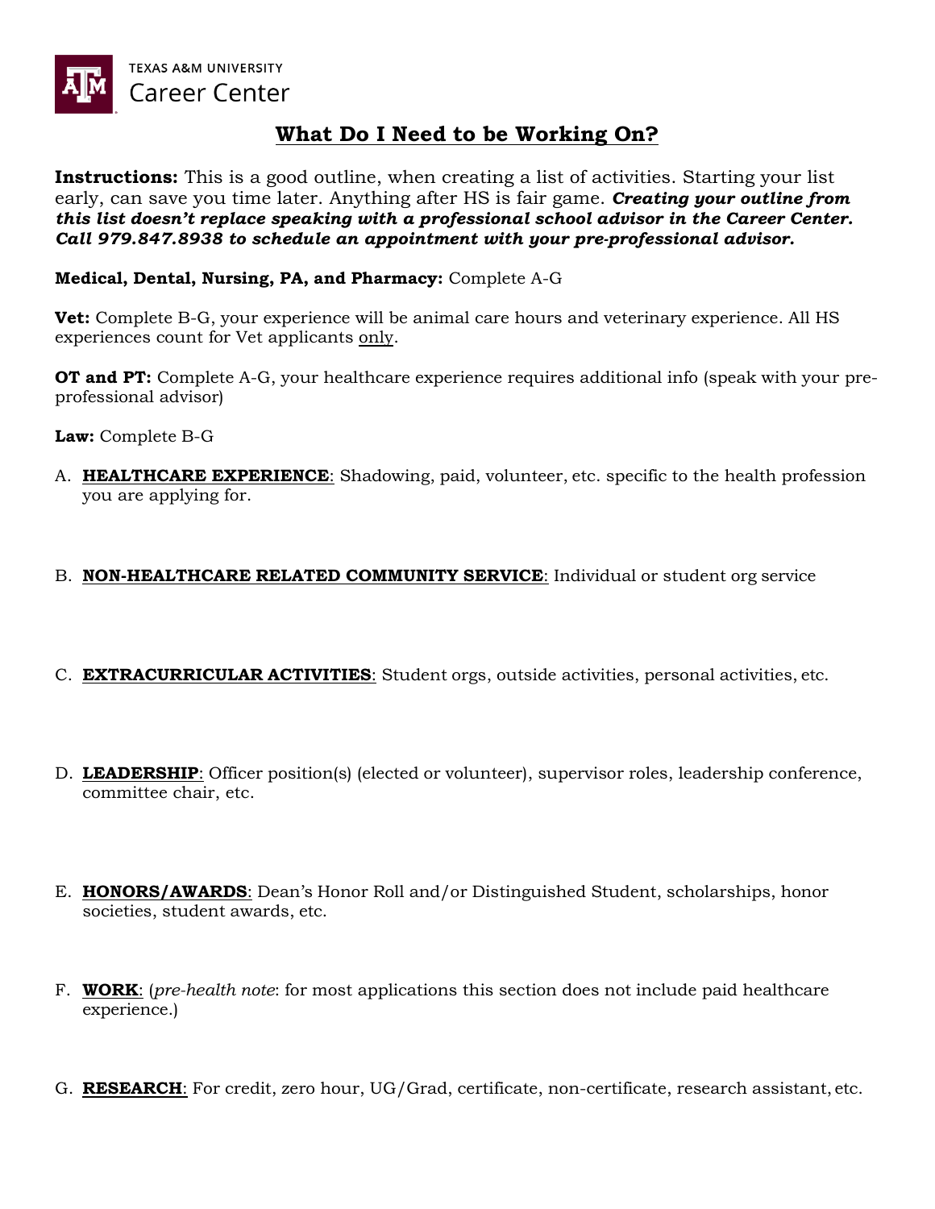TEXAS A&M UNIVERSITY
Career Center

# What Do I Need to be Working On?

**Instructions:** This is a good outline, when creating a list of activities. Starting your list early, can save you time later. Anything after HS is fair game. ***Creating your outline from this list doesn't replace speaking with a professional school advisor in the Career Center. Call 979.847.8938 to schedule an appointment with your pre-professional advisor.***

**Medical, Dental, Nursing, PA, and Pharmacy:** Complete A-G

**Vet:** Complete B-G, your experience will be animal care hours and veterinary experience. All HS experiences count for Vet applicants <u>only</u>.

**OT and PT:** Complete A-G, your healthcare experience requires additional info (speak with your pre-professional advisor)

**Law:** Complete B-G

A. **<u>HEALTHCARE EXPERIENCE</u>**: Shadowing, paid, volunteer, etc. specific to the health profession you are applying for.

B. **<u>NON-HEALTHCARE RELATED COMMUNITY SERVICE</u>**: Individual or student org service

C. **<u>EXTRACURRICULAR ACTIVITIES</u>**: Student orgs, outside activities, personal activities, etc.

D. **<u>LEADERSHIP</u>**: Officer position(s) (elected or volunteer), supervisor roles, leadership conference, committee chair, etc.

E. **<u>HONORS/AWARDS</u>**: Dean's Honor Roll and/or Distinguished Student, scholarships, honor societies, student awards, etc.

F. **<u>WORK</u>**: (*pre-health note*: for most applications this section does not include paid healthcare experience.)

G. **<u>RESEARCH</u>**: For credit, zero hour, UG/Grad, certificate, non-certificate, research assistant, etc.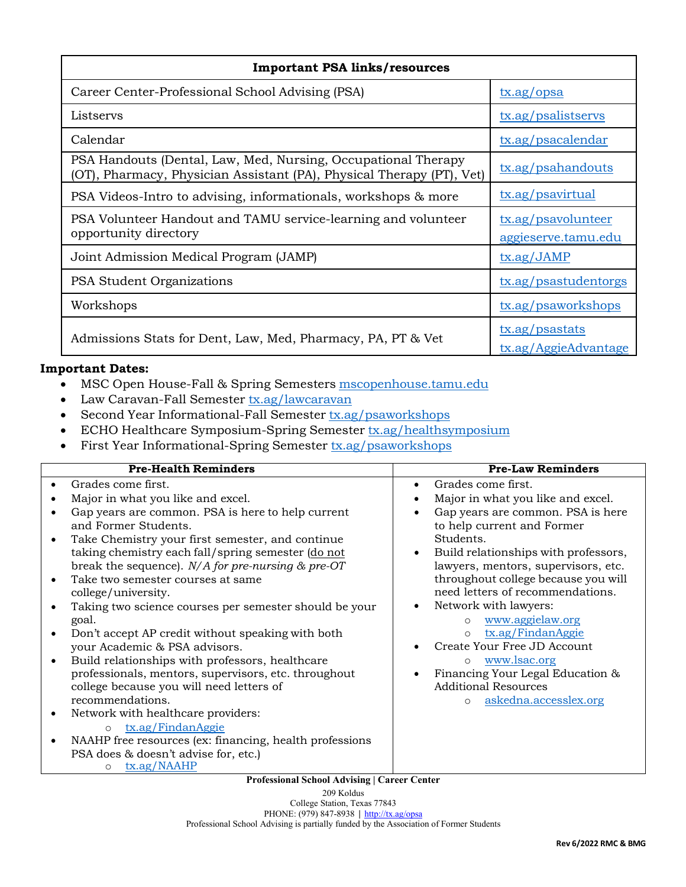| Important PSA links/resources | |
|---|---|
| Career Center-Professional School Advising (PSA) | tx.ag/opsa |
| Listservs | tx.ag/psalistservs |
| Calendar | tx.ag/psacalendar |
| PSA Handouts (Dental, Law, Med, Nursing, Occupational Therapy (OT), Pharmacy, Physician Assistant (PA), Physical Therapy (PT), Vet) | tx.ag/psahandouts |
| PSA Videos-Intro to advising, informationals, workshops & more | tx.ag/psavirtual |
| PSA Volunteer Handout and TAMU service-learning and volunteer opportunity directory | tx.ag/psavolunteer aggieserve.tamu.edu |
| Joint Admission Medical Program (JAMP) | tx.ag/JAMP |
| PSA Student Organizations | tx.ag/psastudentorgs |
| Workshops | tx.ag/psaworkshops |
| Admissions Stats for Dent, Law, Med, Pharmacy, PA, PT & Vet | tx.ag/psastats tx.ag/AggieAdvantage |

**Important Dates:**

- MSC Open House-Fall & Spring Semesters mscopenhouse.tamu.edu
- Law Caravan-Fall Semester tx.ag/lawcaravan
- Second Year Informational-Fall Semester tx.ag/psaworkshops
- ECHO Healthcare Symposium-Spring Semester tx.ag/healthsymposium
- First Year Informational-Spring Semester tx.ag/psaworkshops

**Pre-Health Reminders**

- Grades come first.
- Major in what you like and excel.
- Gap years are common. PSA is here to help current and Former Students.
- Take Chemistry your first semester, and continue taking chemistry each fall/spring semester (do not break the sequence). *N/A for pre-nursing & pre-OT*
- Take two semester courses at same college/university.
- Taking two science courses per semester should be your goal.
- Don't accept AP credit without speaking with both your Academic & PSA advisors.
- Build relationships with professors, healthcare professionals, mentors, supervisors, etc. throughout college because you will need letters of recommendations.
- Network with healthcare providers:
  - tx.ag/FindanAggie
- NAAHP free resources (ex: financing, health professions PSA does & doesn't advise for, etc.)
  - tx.ag/NAAHP

**Pre-Law Reminders**

- Grades come first.
- Major in what you like and excel.
- Gap years are common. PSA is here to help current and Former Students.
- Build relationships with professors, lawyers, mentors, supervisors, etc. throughout college because you will need letters of recommendations.
- Network with lawyers:
  - www.aggielaw.org
  - tx.ag/FindanAggie
- Create Your Free JD Account
  - www.lsac.org
- Financing Your Legal Education & Additional Resources
  - askedna.accesslex.org

**Professional School Advising | Career Center**

209 Koldus
College Station, Texas 77843
PHONE: (979) 847-8938 | http://tx.ag/opsa
Professional School Advising is partially funded by the Association of Former Students

Rev 6/2022 RMC & BMG